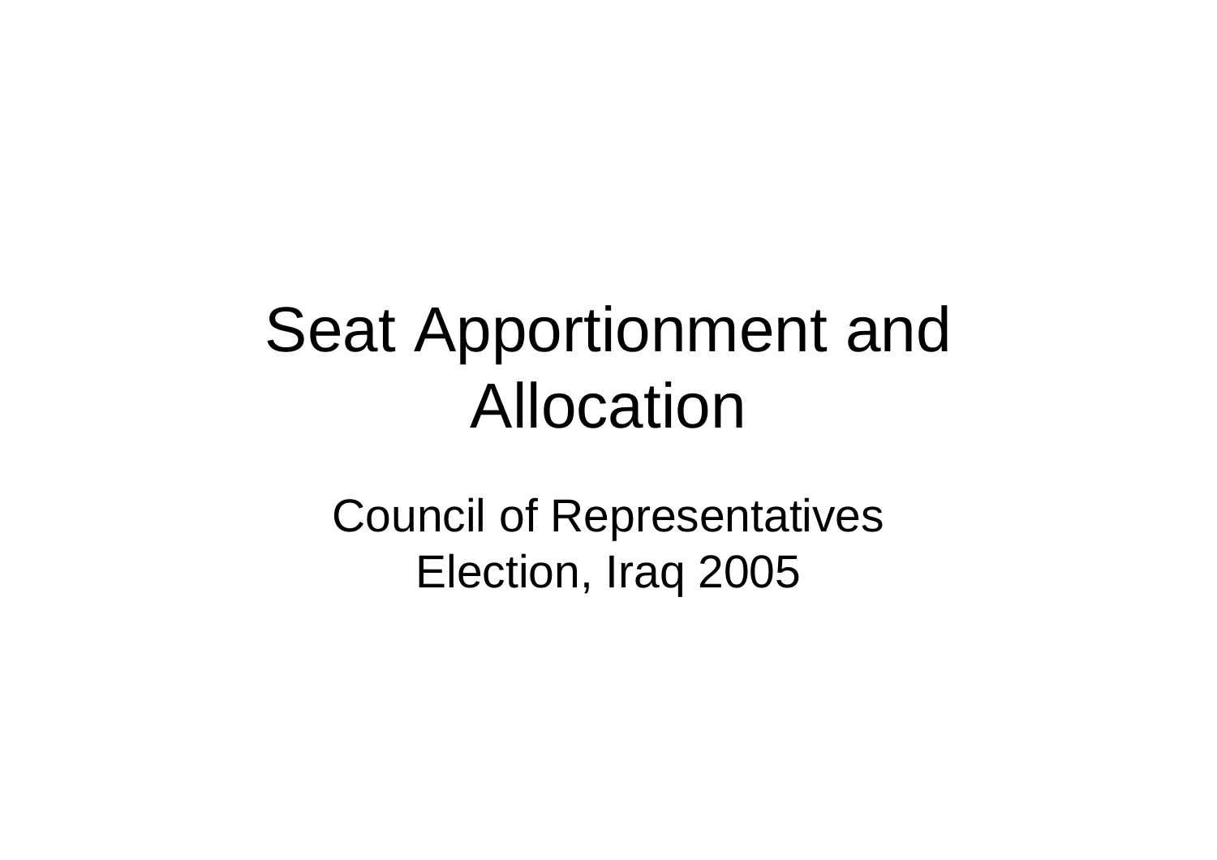# Seat Apportionment and Allocation

Council of Representatives Election, Iraq 2005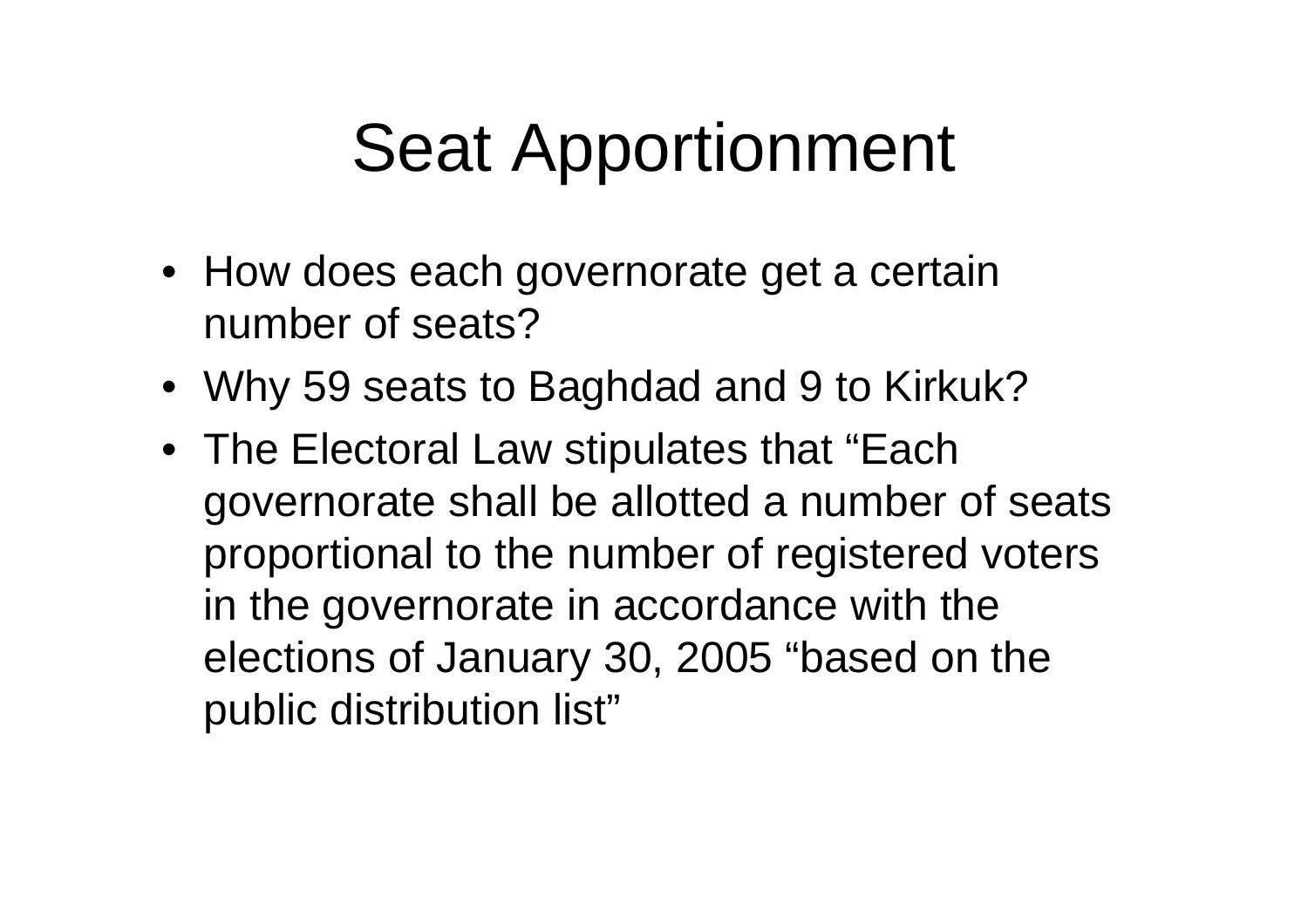# Seat Apportionment

- How does each governorate get a certain number of seats?
- Why 59 seats to Baghdad and 9 to Kirkuk?
- The Electoral Law stipulates that “Each governorate shall be allotted a number of seats proportional to the number of registered voters in the governorate in accordance with the elections of January 30, 2005 “based on the public distribution list”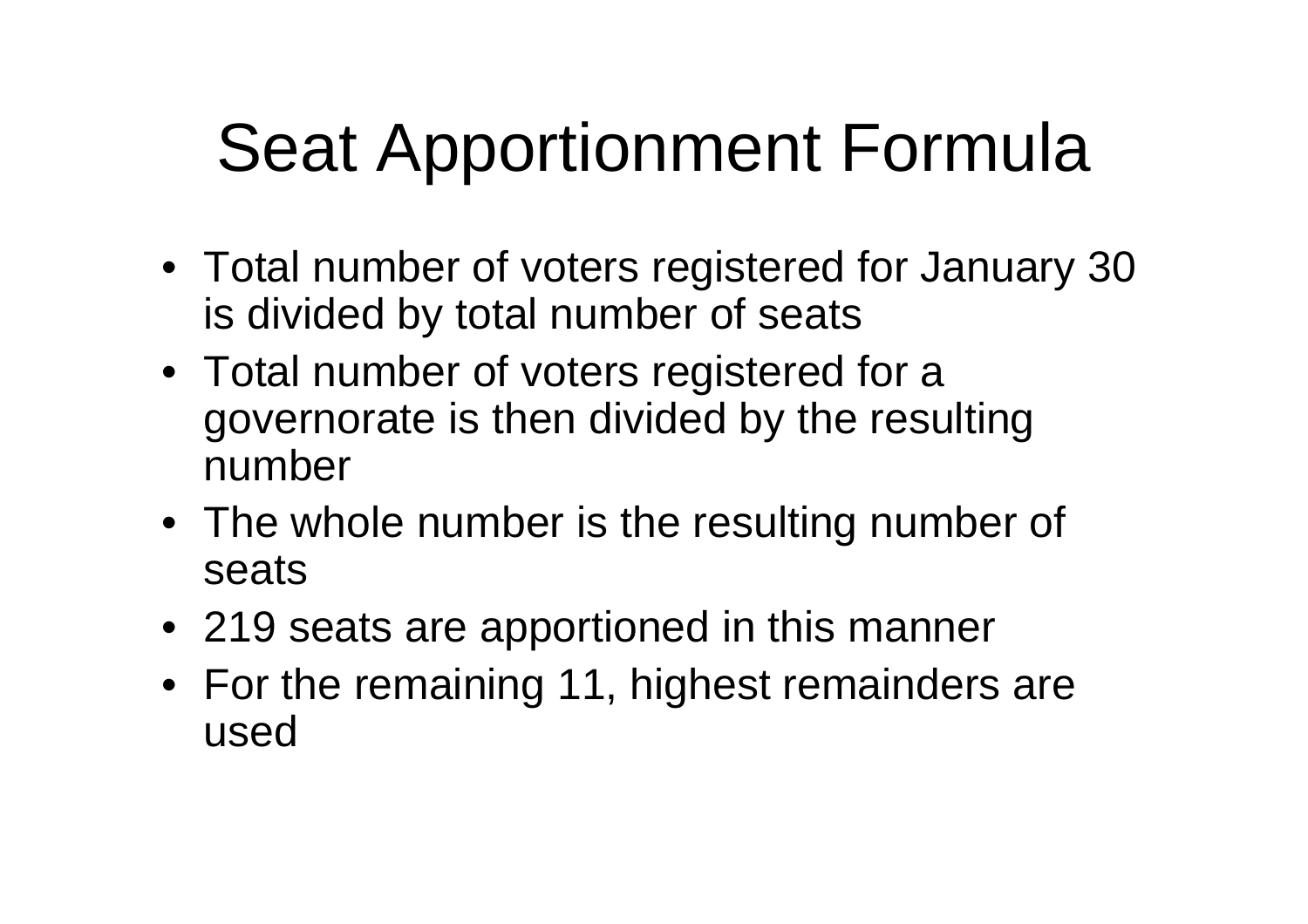# Seat Apportionment Formula

- Total number of voters registered for January 30 is divided by total number of seats
- Total number of voters registered for a governorate is then divided by the resulting number
- The whole number is the resulting number of seats
- 219 seats are apportioned in this manner
- For the remaining 11, highest remainders are used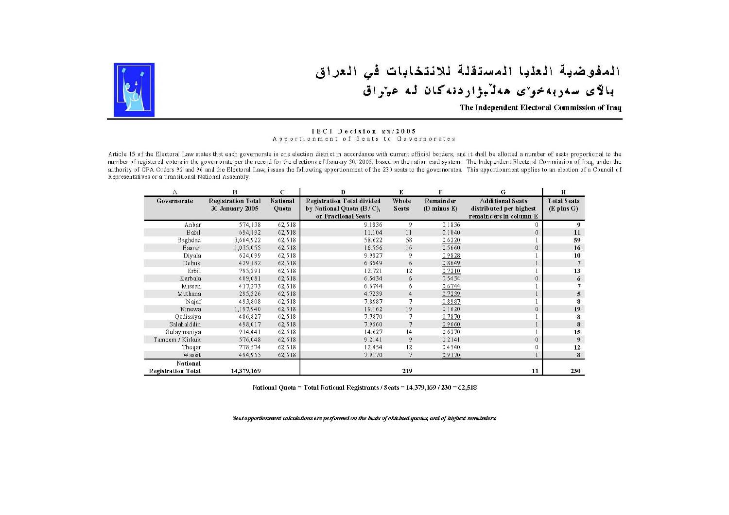# المفوضية العليا المستقلة للانتخابات في العراق

# بالاى سەربەخۆی هەڵبژاردنەکان لە عێراق

**The Independent Electoral Commission of Iraq**

IECI Decision xx/2005
Apportionment of Seats to Governorates

Article 15 of the Electoral Law states that each governorate is one election district in accordance with current official borders, and it shall be allotted a number of seats proportional to the number of registered voters in the governorate per the record for the elections of January 30, 2005, based on the ration card system. The Independent Electoral Commission of Iraq, under the authority of CPA Orders 92 and 96 and the Electoral Law, issues the following apportionment of the 230 seats to the governorates. This apportionment applies to an election of a Council of Representatives or a Transitional National Assembly.

| A | B | C | D | E | F | G | H |
|---|---|---|---|---|---|---|---|
| Governorate | Registration Total 30 January 2005 | National Quota | Registration Total divided by National Quota (B / C), or Fractional Seats | Whole Seats | Remainder (D minus E) | Additional Seats distributed per highest remainders in column F | Total Seats (E plus G) |
| Anbar | 574,138 | 62,518 | 9.1836 | 9 | 0.1836 | 0 | **9** |
| Babil | 694,192 | 62,518 | 11.104 | 11 | 0.1040 | 0 | **11** |
| Baghdad | 3,664,922 | 62,518 | 58.622 | 58 | 0.6220 | 1 | **59** |
| Basrah | 1,035,055 | 62,518 | 16.556 | 16 | 0.5660 | 0 | **16** |
| Diyala | 624,099 | 62,518 | 9.9827 | 9 | 0.9828 | 1 | **10** |
| Dohuk | 429,182 | 62,518 | 6.8649 | 6 | 0.8649 | 1 | **7** |
| Erbil | 795,291 | 62,518 | 12.721 | 12 | 0.7210 | 1 | **13** |
| Karbala | 409,081 | 62,518 | 6.5434 | 6 | 0.5434 | 0 | **6** |
| Missan | 417,273 | 62,518 | 6.6744 | 6 | 0.6744 | 1 | **7** |
| Muthana | 295,326 | 62,518 | 4.7239 | 4 | 0.7239 | 1 | **5** |
| Najaf | 493,808 | 62,518 | 7.8987 | 7 | 0.8987 | 1 | **8** |
| Ninewa | 1,197,940 | 62,518 | 19.162 | 19 | 0.1620 | 0 | **19** |
| Qadissiya | 486,827 | 62,518 | 7.7870 | 7 | 0.7870 | 1 | **8** |
| Salahalddin | 498,017 | 62,518 | 7.9660 | 7 | 0.9660 | 1 | **8** |
| Sulaymaniya | 914,441 | 62,518 | 14.627 | 14 | 0.6270 | 1 | **15** |
| Tameem / Kirkuk | 576,048 | 62,518 | 9.2141 | 9 | 0.2141 | 0 | **9** |
| Theqar | 778,574 | 62,518 | 12.454 | 12 | 0.4540 | 0 | **12** |
| Wassit | 494,955 | 62,518 | 7.9170 | 7 | 0.9170 | 1 | **8** |
| **National Registration Total** | 14,379,169 | | | 219 | | 11 | 230 |

National Quota = Total National Registrants / Seats = 14,379,169 / 230 = 62,518

*Seat apportionment calculations are performed on the basis of obtained quotas, and of highest remainders.*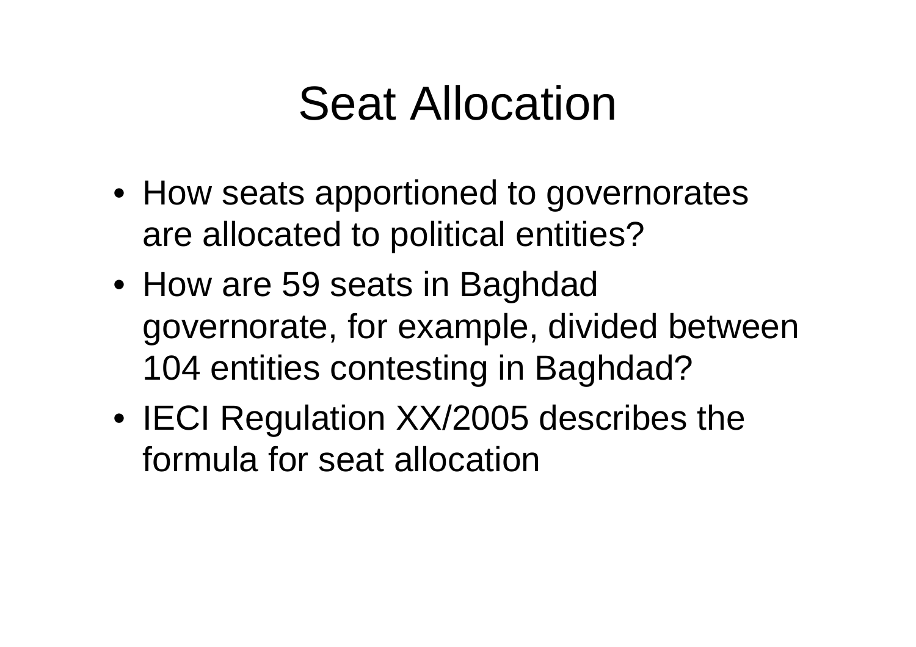# Seat Allocation

- How seats apportioned to governorates are allocated to political entities?
- How are 59 seats in Baghdad governorate, for example, divided between 104 entities contesting in Baghdad?
- IECI Regulation XX/2005 describes the formula for seat allocation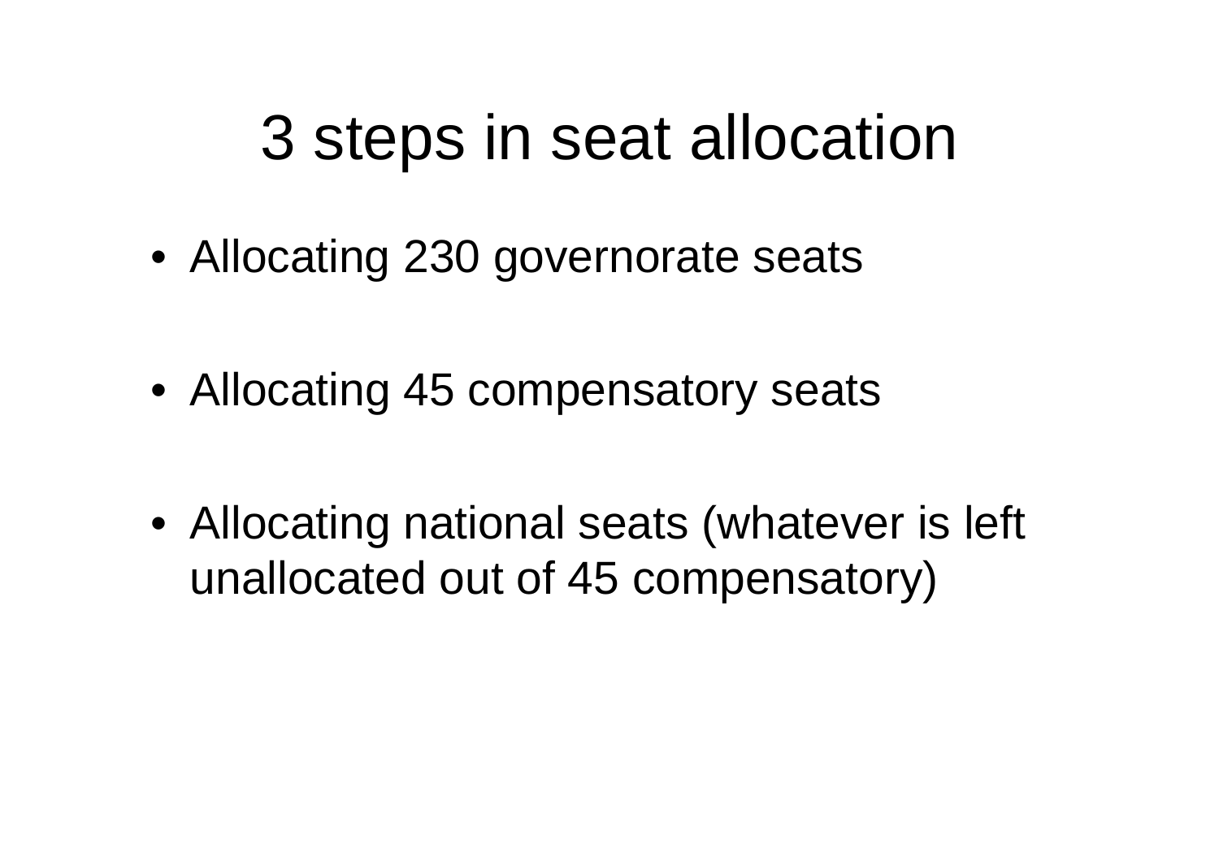# 3 steps in seat allocation

- Allocating 230 governorate seats
- Allocating 45 compensatory seats
- Allocating national seats (whatever is left unallocated out of 45 compensatory)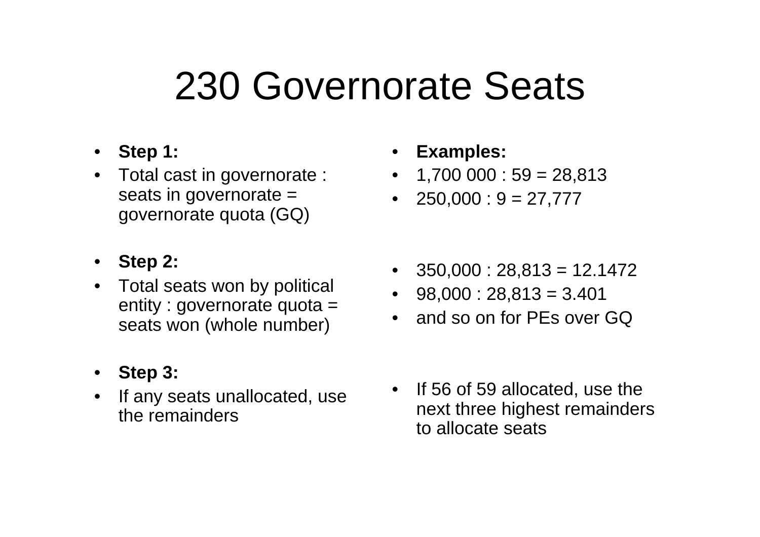# 230 Governorate Seats

- **Step 1:**
- Total cast in governorate : seats in governorate = governorate quota (GQ)

- **Step 2:**
- Total seats won by political entity : governorate quota = seats won (whole number)

- **Step 3:**
- If any seats unallocated, use the remainders

- **Examples:**
- 1,700 000 : 59 = 28,813
- 250,000 : 9 = 27,777

- 350,000 : 28,813 = 12.1472
- 98,000 : 28,813 = 3.401
- and so on for PEs over GQ

- If 56 of 59 allocated, use the next three highest remainders to allocate seats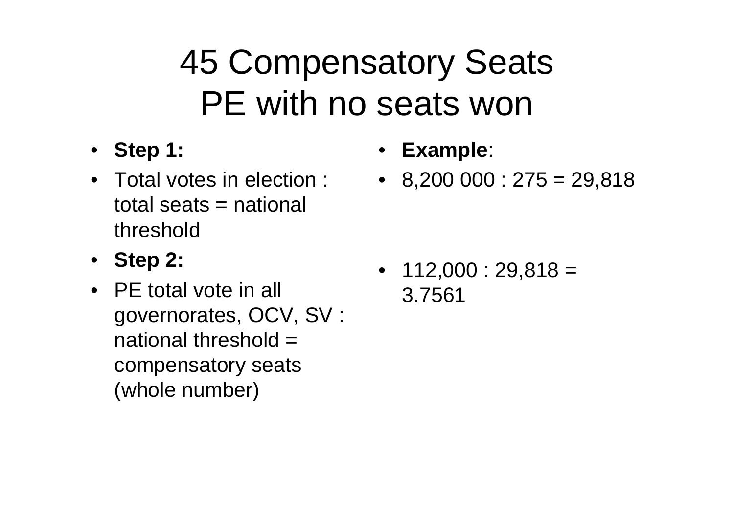# 45 Compensatory Seats PE with no seats won

- **Step 1:**
- Total votes in election : total seats = national threshold
- **Step 2:**
- PE total vote in all governorates, OCV, SV : national threshold = compensatory seats (whole number)

- **Example**:
- 8,200 000 : 275 = 29,818
- 112,000 : 29,818 = 3.7561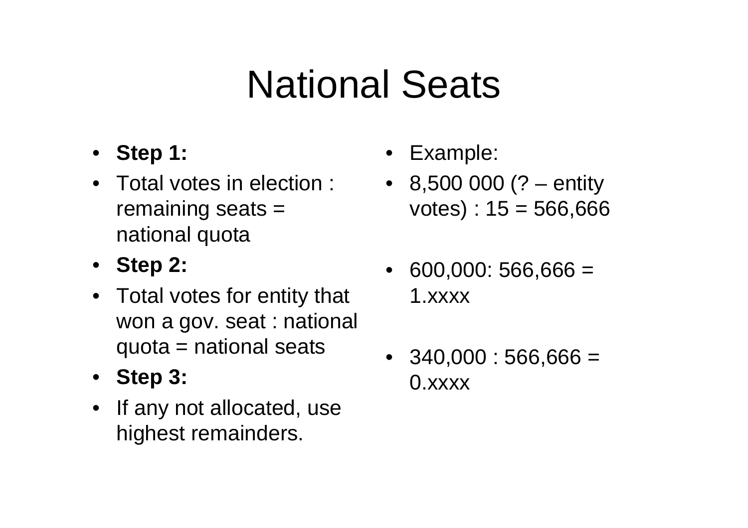# National Seats

- **Step 1:**
- Total votes in election : remaining seats = national quota
- **Step 2:**
- Total votes for entity that won a gov. seat : national quota = national seats
- **Step 3:**
- If any not allocated, use highest remainders.

- Example:
- 8,500 000 (? – entity votes) : 15 = 566,666

- 600,000: 566,666 = 1.xxxx

- 340,000 : 566,666 = 0.xxxx